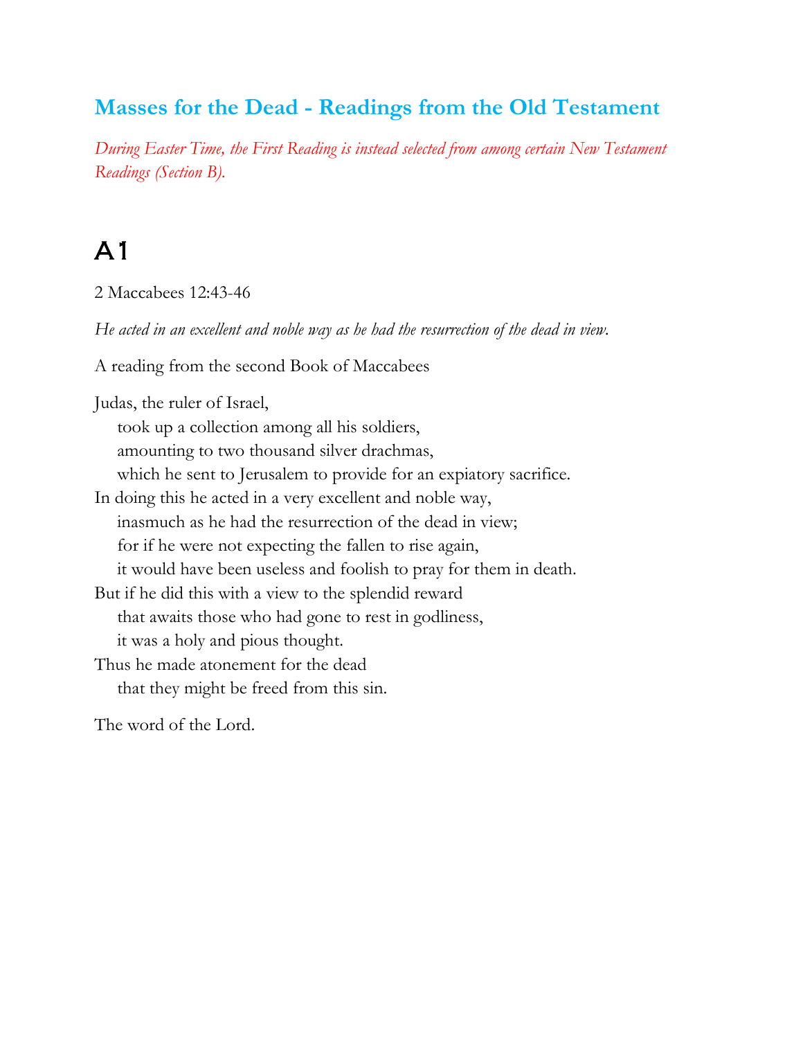## Masses for the Dead - Readings from the Old Testament

*During Easter Time, the First Reading is instead selected from among certain New Testament Readings (Section B).*

# A1

2 Maccabees 12:43-46

*He acted in an excellent and noble way as he had the resurrection of the dead in view.*

A reading from the second Book of Maccabees

Judas, the ruler of Israel,
    took up a collection among all his soldiers,
    amounting to two thousand silver drachmas,
    which he sent to Jerusalem to provide for an expiatory sacrifice.
In doing this he acted in a very excellent and noble way,
    inasmuch as he had the resurrection of the dead in view;
    for if he were not expecting the fallen to rise again,
    it would have been useless and foolish to pray for them in death.
But if he did this with a view to the splendid reward
    that awaits those who had gone to rest in godliness,
    it was a holy and pious thought.
Thus he made atonement for the dead
    that they might be freed from this sin.

The word of the Lord.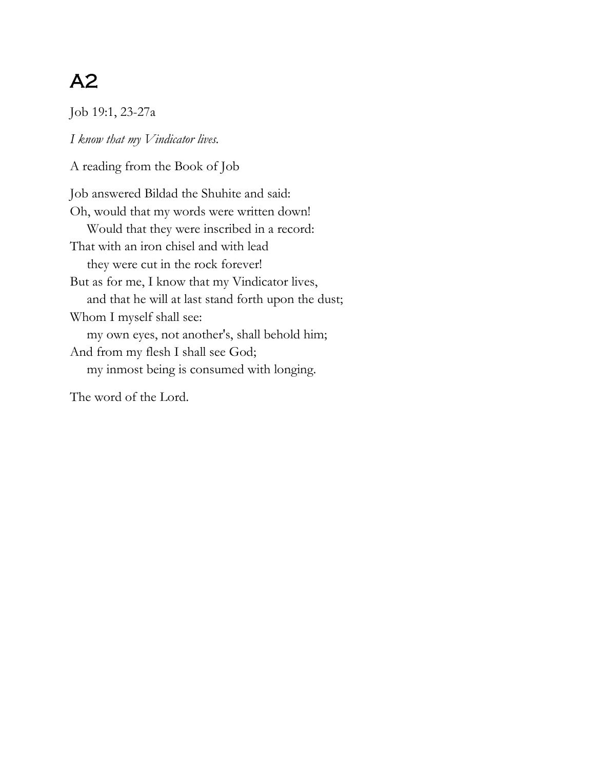# A2

Job 19:1, 23-27a

*I know that my Vindicator lives.*

A reading from the Book of Job

Job answered Bildad the Shuhite and said:  
Oh, would that my words were written down!  
    Would that they were inscribed in a record:  
That with an iron chisel and with lead  
    they were cut in the rock forever!  
But as for me, I know that my Vindicator lives,  
    and that he will at last stand forth upon the dust;  
Whom I myself shall see:  
    my own eyes, not another's, shall behold him;  
And from my flesh I shall see God;  
    my inmost being is consumed with longing.

The word of the Lord.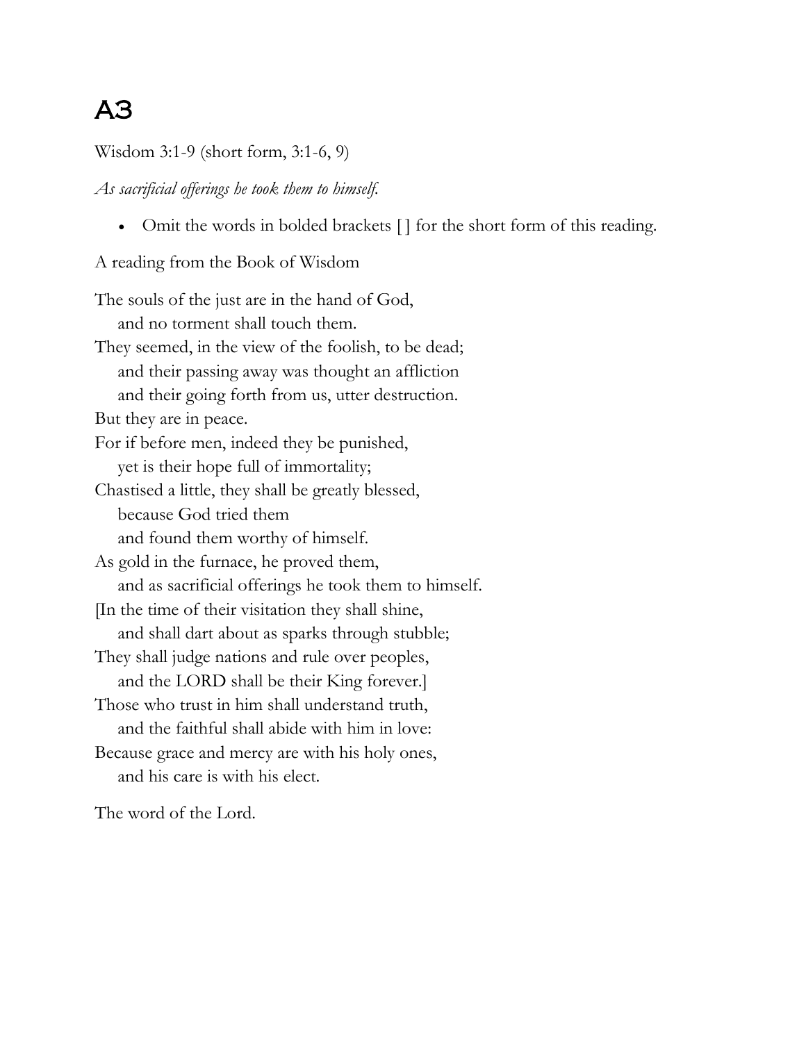# A3

Wisdom 3:1-9 (short form, 3:1-6, 9)

*As sacrificial offerings he took them to himself.*

- Omit the words in bolded brackets [ ] for the short form of this reading.

A reading from the Book of Wisdom

The souls of the just are in the hand of God,
    and no torment shall touch them.
They seemed, in the view of the foolish, to be dead;
    and their passing away was thought an affliction
    and their going forth from us, utter destruction.
But they are in peace.
For if before men, indeed they be punished,
    yet is their hope full of immortality;
Chastised a little, they shall be greatly blessed,
    because God tried them
    and found them worthy of himself.
As gold in the furnace, he proved them,
    and as sacrificial offerings he took them to himself.
[In the time of their visitation they shall shine,
    and shall dart about as sparks through stubble;
They shall judge nations and rule over peoples,
    and the LORD shall be their King forever.]
Those who trust in him shall understand truth,
    and the faithful shall abide with him in love:
Because grace and mercy are with his holy ones,
    and his care is with his elect.

The word of the Lord.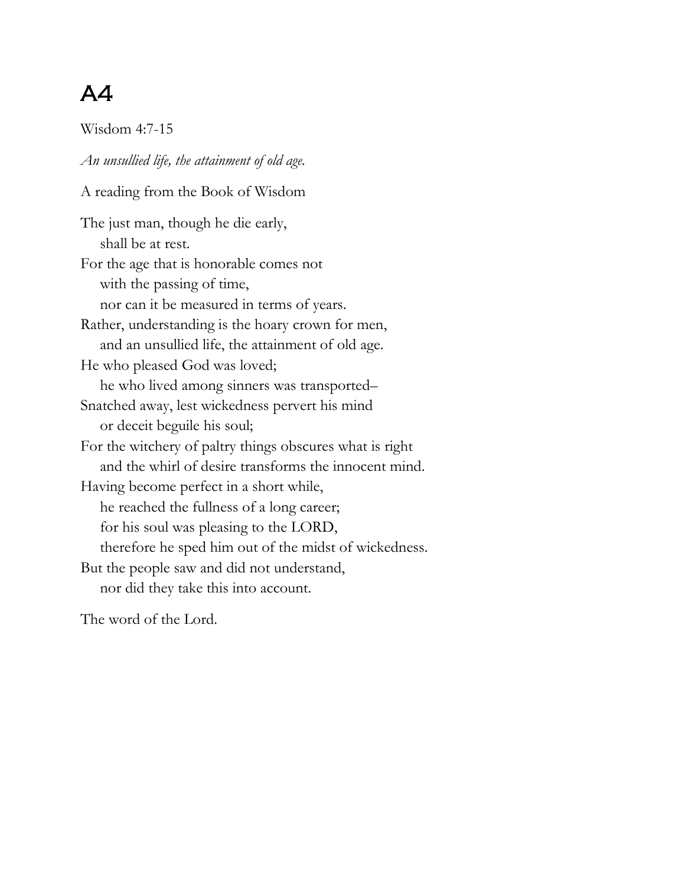# A4

Wisdom 4:7-15

*An unsullied life, the attainment of old age.*

A reading from the Book of Wisdom

The just man, though he die early,
&nbsp;&nbsp;&nbsp;&nbsp;shall be at rest.
For the age that is honorable comes not
&nbsp;&nbsp;&nbsp;&nbsp;with the passing of time,
&nbsp;&nbsp;&nbsp;&nbsp;nor can it be measured in terms of years.
Rather, understanding is the hoary crown for men,
&nbsp;&nbsp;&nbsp;&nbsp;and an unsullied life, the attainment of old age.
He who pleased God was loved;
&nbsp;&nbsp;&nbsp;&nbsp;he who lived among sinners was transported–
Snatched away, lest wickedness pervert his mind
&nbsp;&nbsp;&nbsp;&nbsp;or deceit beguile his soul;
For the witchery of paltry things obscures what is right
&nbsp;&nbsp;&nbsp;&nbsp;and the whirl of desire transforms the innocent mind.
Having become perfect in a short while,
&nbsp;&nbsp;&nbsp;&nbsp;he reached the fullness of a long career;
&nbsp;&nbsp;&nbsp;&nbsp;for his soul was pleasing to the LORD,
&nbsp;&nbsp;&nbsp;&nbsp;therefore he sped him out of the midst of wickedness.
But the people saw and did not understand,
&nbsp;&nbsp;&nbsp;&nbsp;nor did they take this into account.

The word of the Lord.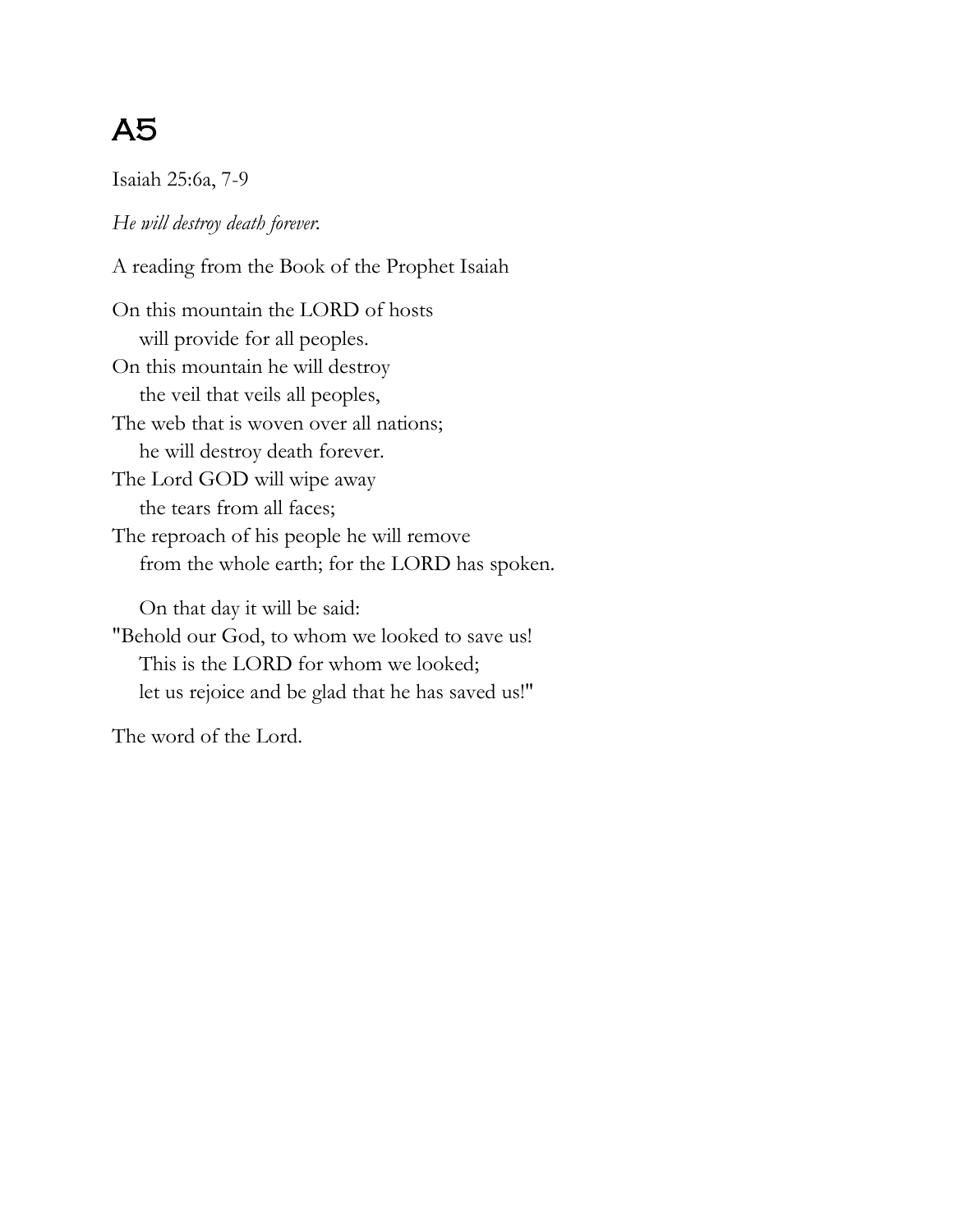# A5

Isaiah 25:6a, 7-9

*He will destroy death forever.*

A reading from the Book of the Prophet Isaiah

On this mountain the LORD of hosts  
    will provide for all peoples.  
On this mountain he will destroy  
    the veil that veils all peoples,  
The web that is woven over all nations;  
    he will destroy death forever.  
The Lord GOD will wipe away  
    the tears from all faces;  
The reproach of his people he will remove  
    from the whole earth; for the LORD has spoken.

    On that day it will be said:  
"Behold our God, to whom we looked to save us!  
    This is the LORD for whom we looked;  
    let us rejoice and be glad that he has saved us!"

The word of the Lord.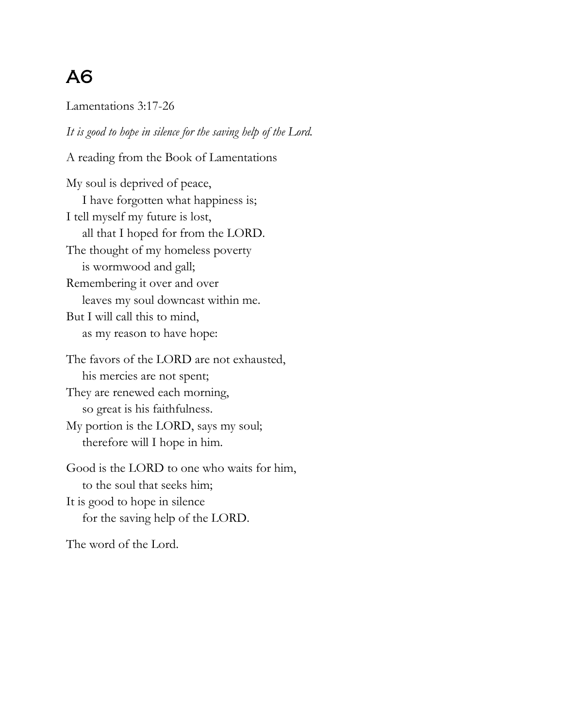# A6

Lamentations 3:17-26

*It is good to hope in silence for the saving help of the Lord.*

A reading from the Book of Lamentations

My soul is deprived of peace,  
    I have forgotten what happiness is;  
I tell myself my future is lost,  
    all that I hoped for from the LORD.  
The thought of my homeless poverty  
    is wormwood and gall;  
Remembering it over and over  
    leaves my soul downcast within me.  
But I will call this to mind,  
    as my reason to have hope:

The favors of the LORD are not exhausted,  
    his mercies are not spent;  
They are renewed each morning,  
    so great is his faithfulness.  
My portion is the LORD, says my soul;  
    therefore will I hope in him.

Good is the LORD to one who waits for him,  
    to the soul that seeks him;  
It is good to hope in silence  
    for the saving help of the LORD.

The word of the Lord.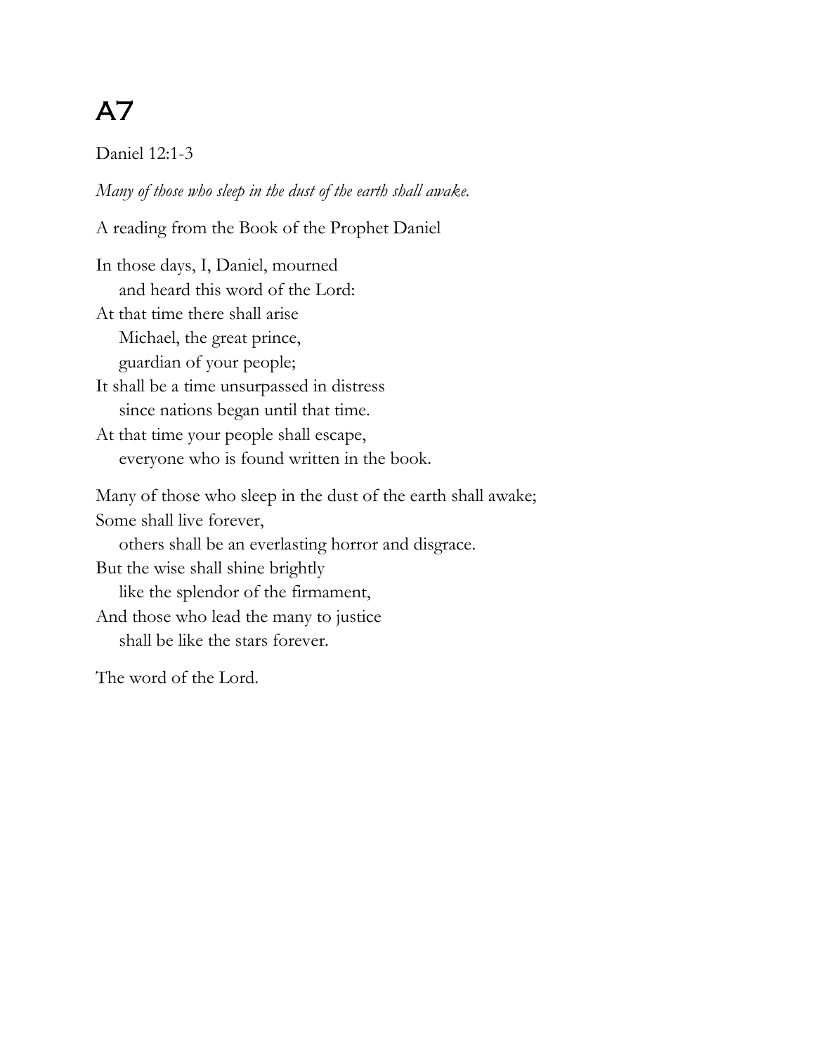# A7

Daniel 12:1-3

*Many of those who sleep in the dust of the earth shall awake.*

A reading from the Book of the Prophet Daniel

In those days, I, Daniel, mourned
  and heard this word of the Lord:
At that time there shall arise
  Michael, the great prince,
  guardian of your people;
It shall be a time unsurpassed in distress
  since nations began until that time.
At that time your people shall escape,
  everyone who is found written in the book.

Many of those who sleep in the dust of the earth shall awake;
Some shall live forever,
  others shall be an everlasting horror and disgrace.
But the wise shall shine brightly
  like the splendor of the firmament,
And those who lead the many to justice
  shall be like the stars forever.

The word of the Lord.